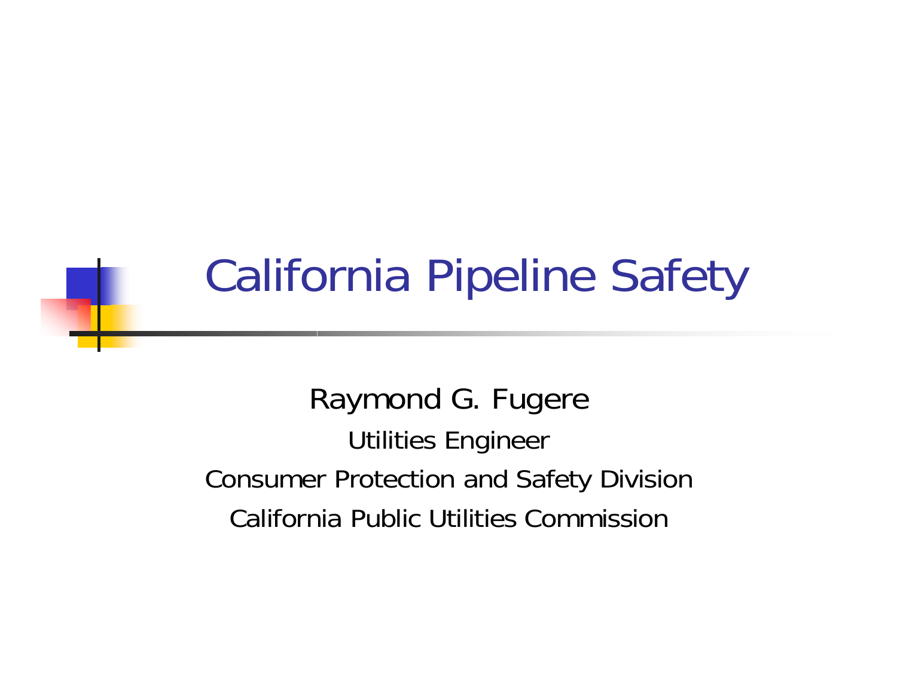# California Pipeline Safety

Raymond G. Fugere

Utilities Engineer

Consumer Protection and Safety Division

California Public Utilities Commission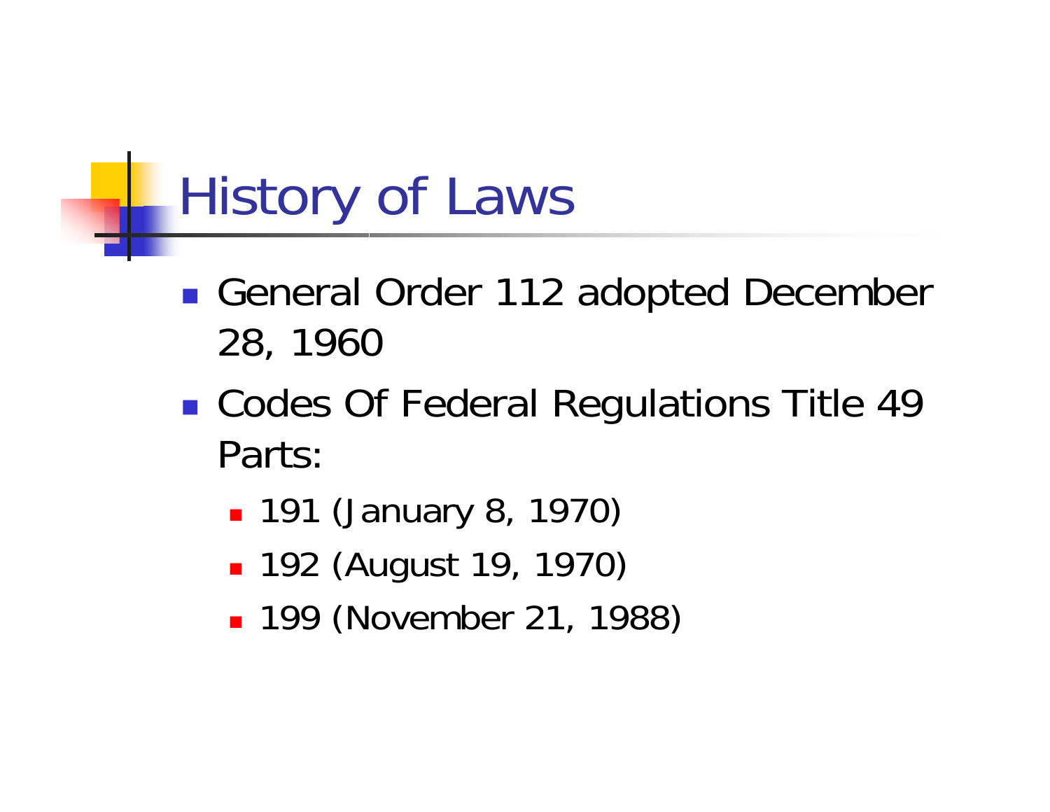# History of Laws

- General Order 112 adopted December 28, 1960
- Codes Of Federal Regulations Title 49 Parts:
  - 191 (January 8, 1970)
  - 192 (August 19, 1970)
  - 199 (November 21, 1988)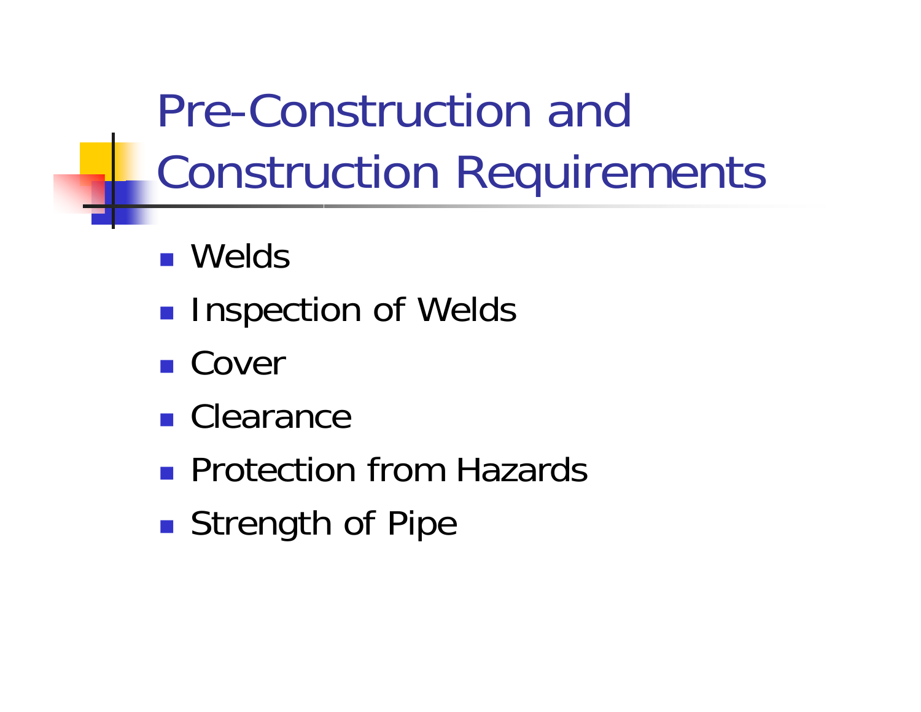# Pre-Construction and Construction Requirements

- Welds
- Inspection of Welds
- Cover
- Clearance
- Protection from Hazards
- Strength of Pipe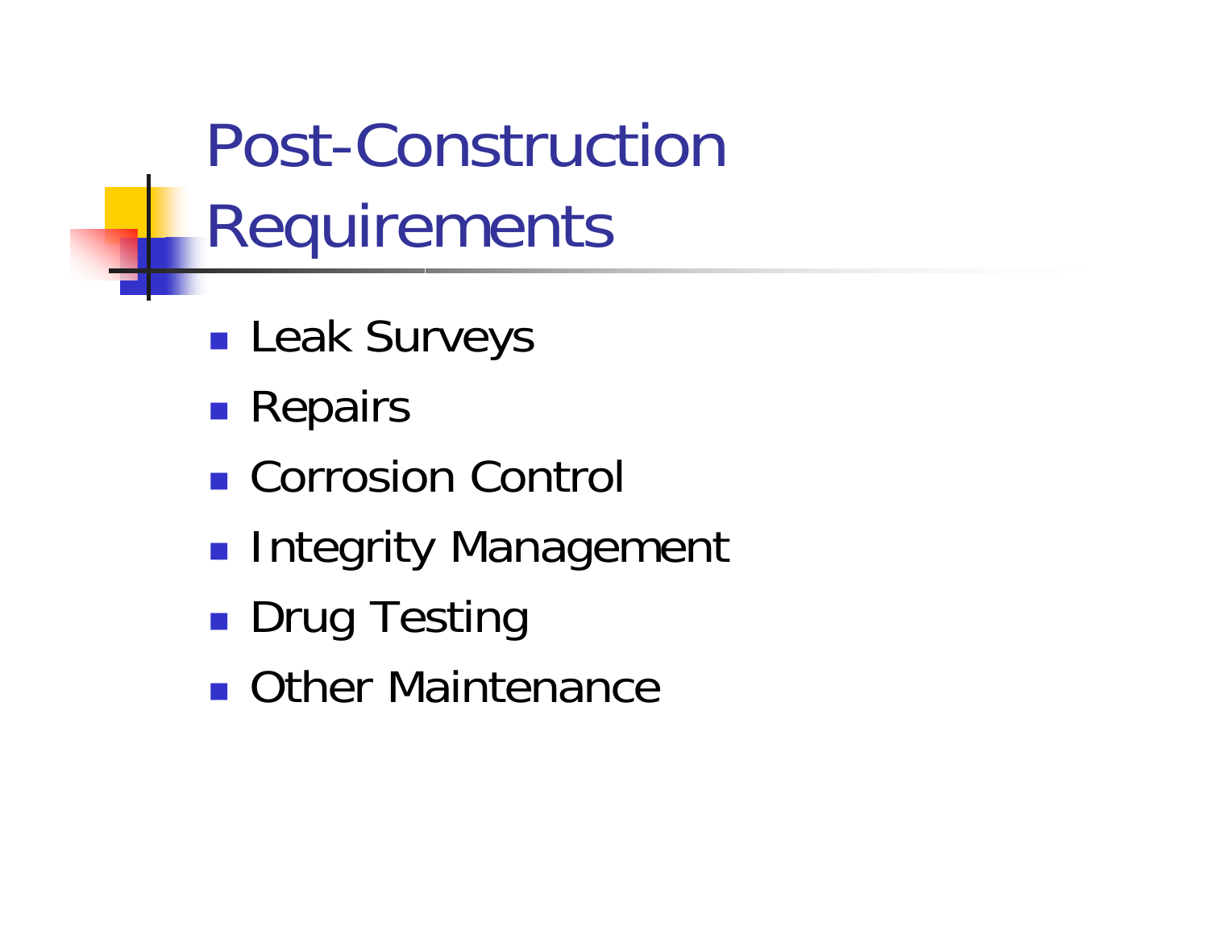# Post-Construction Requirements

- Leak Surveys
- Repairs
- Corrosion Control
- Integrity Management
- Drug Testing
- Other Maintenance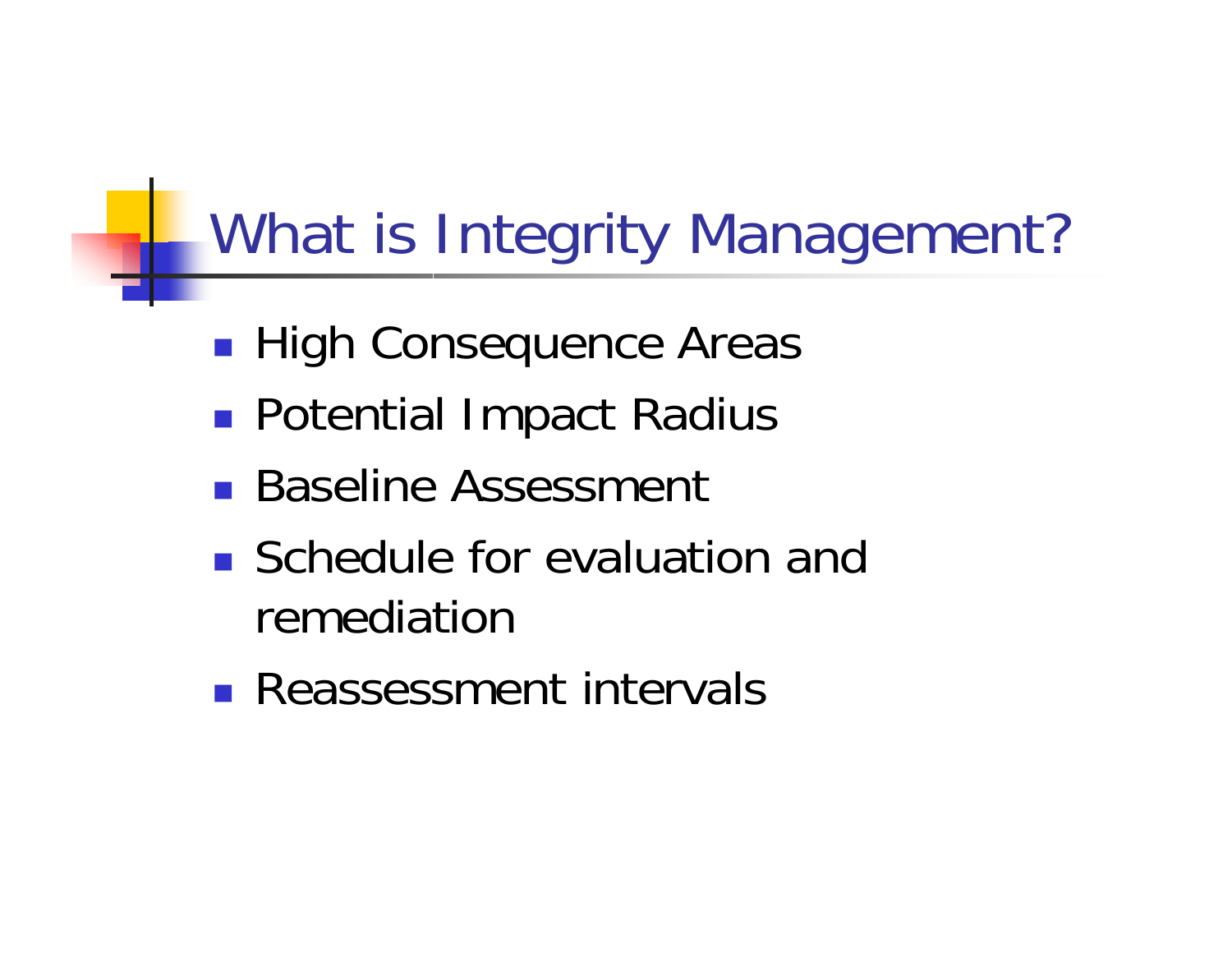# What is Integrity Management?

- High Consequence Areas
- Potential Impact Radius
- Baseline Assessment
- Schedule for evaluation and remediation
- Reassessment intervals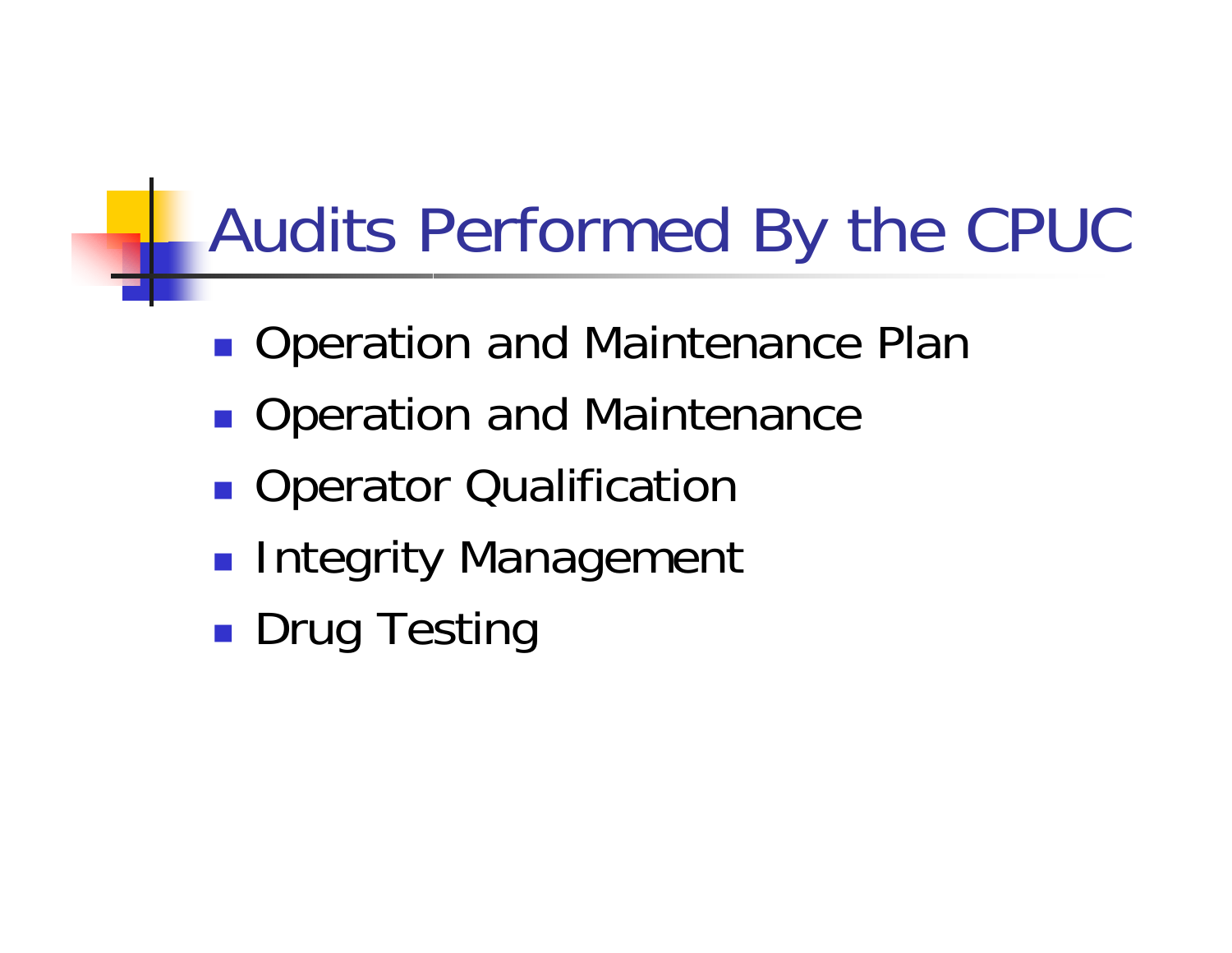# Audits Performed By the CPUC

- Operation and Maintenance Plan
- Operation and Maintenance
- Operator Qualification
- Integrity Management
- Drug Testing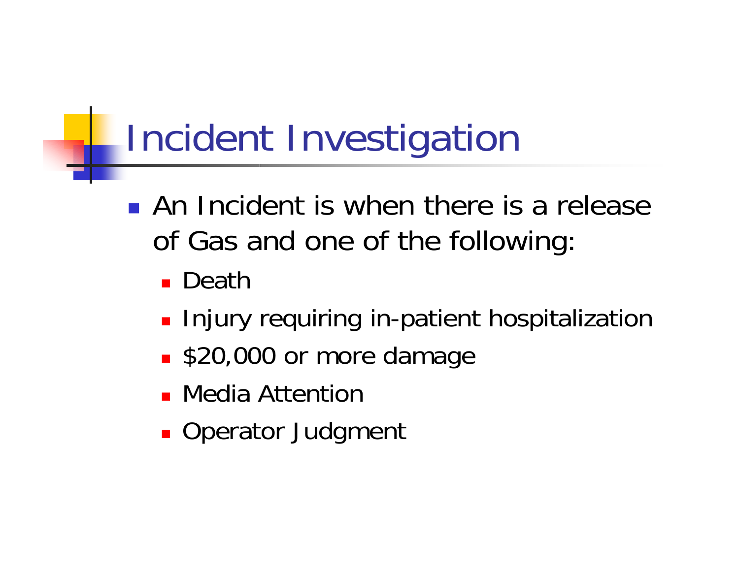# Incident Investigation

- An Incident is when there is a release of Gas and one of the following:
  - Death
  - Injury requiring in-patient hospitalization
  - $20,000 or more damage
  - Media Attention
  - Operator Judgment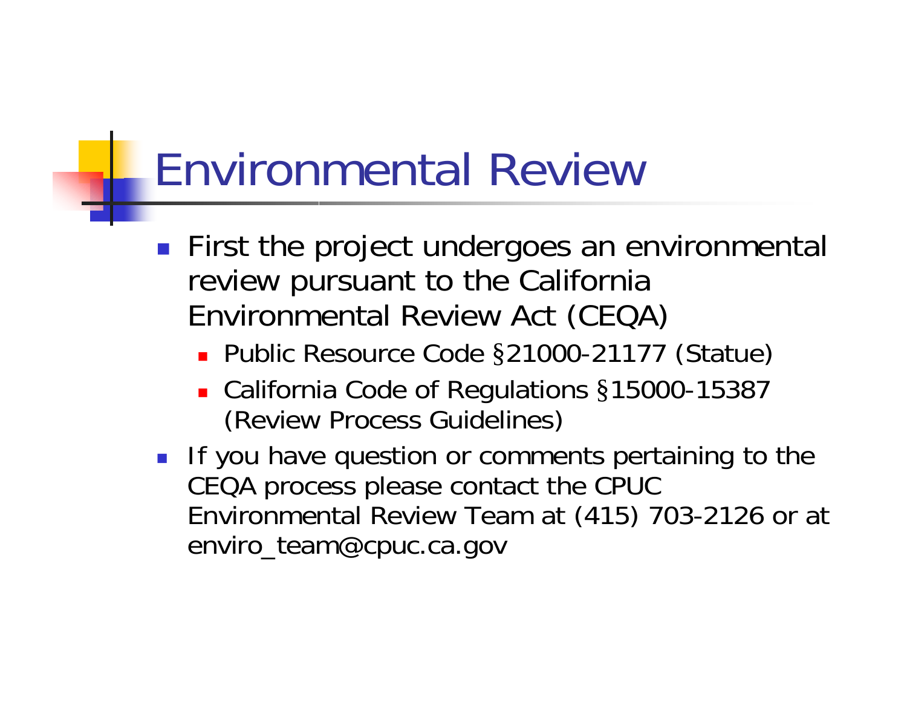# Environmental Review

- First the project undergoes an environmental review pursuant to the California Environmental Review Act (CEQA)
  - Public Resource Code §21000-21177 (Statue)
  - California Code of Regulations §15000-15387 (Review Process Guidelines)
- If you have question or comments pertaining to the CEQA process please contact the CPUC Environmental Review Team at (415) 703-2126 or at enviro_team@cpuc.ca.gov